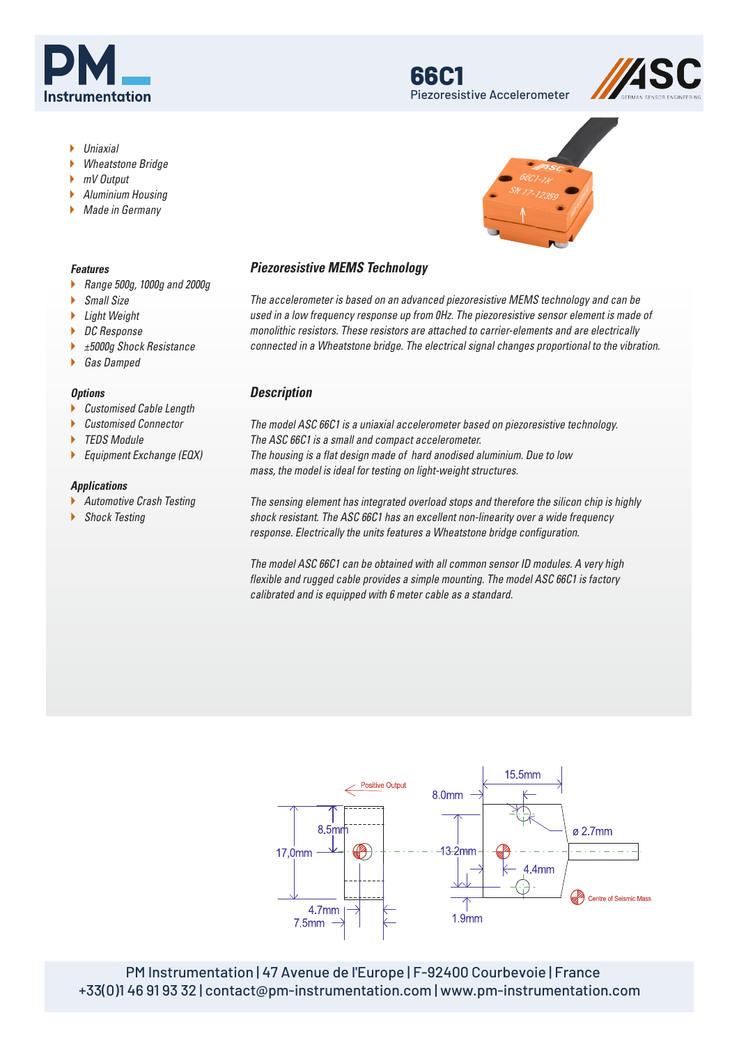# 66C1

Piezoresistive Accelerometer

- Uniaxial
- Wheatstone Bridge
- mV Output
- Aluminium Housing
- Made in Germany

### Features

- Range 500g, 1000g and 2000g
- Small Size
- Light Weight
- DC Response
- ±5000g Shock Resistance
- Gas Damped

### Options

- Customised Cable Length
- Customised Connector
- TEDS Module
- Equipment Exchange (EQX)

### Applications

- Automotive Crash Testing
- Shock Testing

## Piezoresistive MEMS Technology

*The accelerometer is based on an advanced piezoresistive MEMS technology and can be used in a low frequency response up from 0Hz. The piezoresistive sensor element is made of monolithic resistors. These resistors are attached to carrier-elements and are electrically connected in a Wheatstone bridge. The electrical signal changes proportional to the vibration.*

## Description

*The model ASC 66C1 is a uniaxial accelerometer based on piezoresistive technology. The ASC 66C1 is a small and compact accelerometer. The housing is a flat design made of hard anodised aluminium. Due to low mass, the model is ideal for testing on light-weight structures.*

*The sensing element has integrated overload stops and therefore the silicon chip is highly shock resistant. The ASC 66C1 has an excellent non-linearity over a wide frequency response. Electrically the units features a Wheatstone bridge configuration.*

*The model ASC 66C1 can be obtained with all common sensor ID modules. A very high flexible and rugged cable provides a simple mounting. The model ASC 66C1 is factory calibrated and is equipped with 6 meter cable as a standard.*

Positive Output
8.5mm
17,0mm
4.7mm
7.5mm
15.5mm
8.0mm
ø 2.7mm
13.2mm
4.4mm
1.9mm
Centre of Seismic Mass

PM Instrumentation | 47 Avenue de l'Europe | F-92400 Courbevoie | France
+33(0)1 46 91 93 32 | contact@pm-instrumentation.com | www.pm-instrumentation.com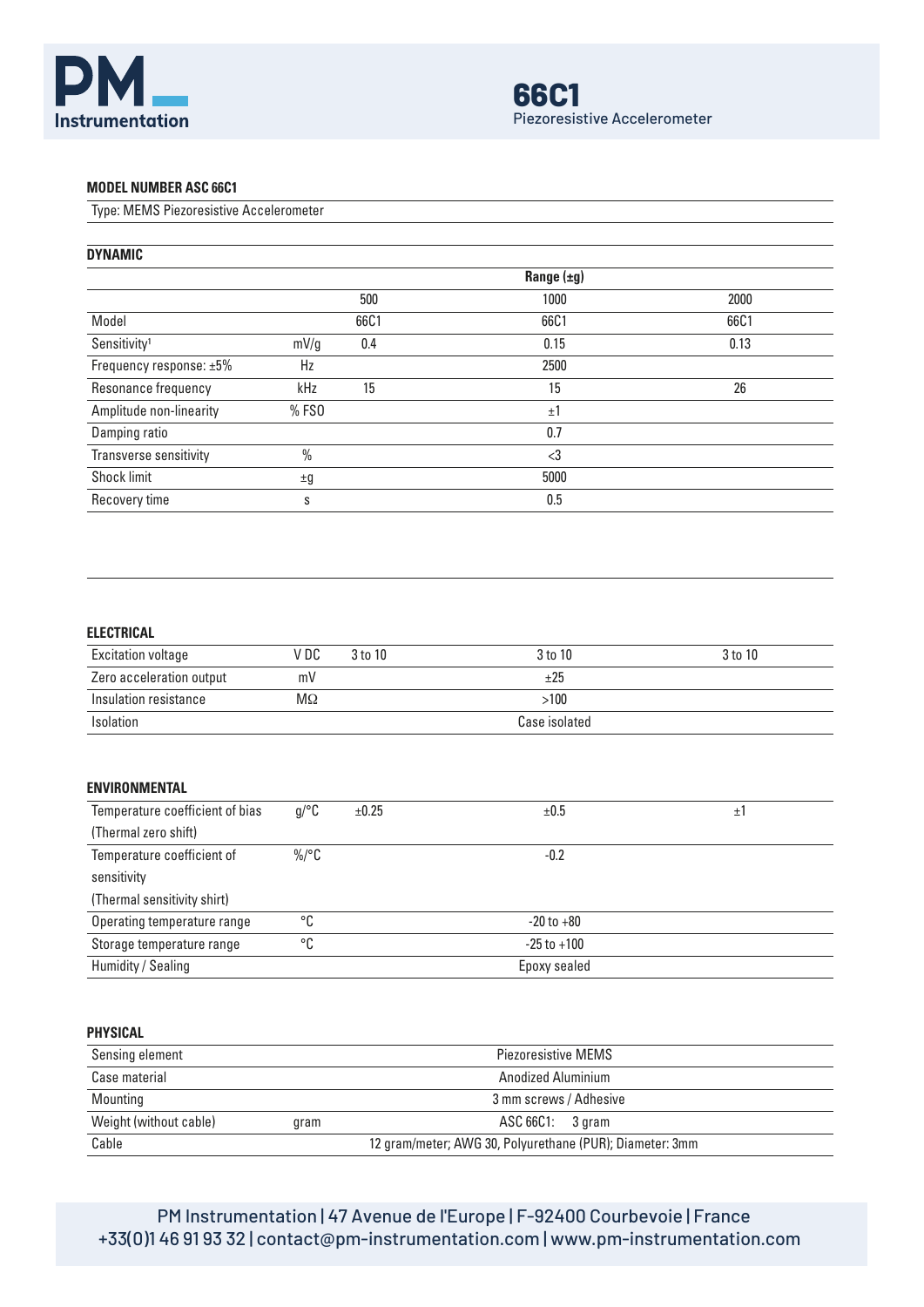# 66C1

Piezoresistive Accelerometer

**MODEL NUMBER ASC 66C1**

Type: MEMS Piezoresistive Accelerometer

**DYNAMIC**

| | | Range (±g) | | |
|---|---|---|---|---|
| | | 500 | 1000 | 2000 |
| Model | | 66C1 | 66C1 | 66C1 |
| Sensitivity[1] | mV/g | 0.4 | 0.15 | 0.13 |
| Frequency response: ±5% | Hz | | 2500 | |
| Resonance frequency | kHz | 15 | 15 | 26 |
| Amplitude non-linearity | % FSO | | ±1 | |
| Damping ratio | | | 0.7 | |
| Transverse sensitivity | % | | <3 | |
| Shock limit | ±g | | 5000 | |
| Recovery time | s | | 0.5 | |

**ELECTRICAL**

| | | | | |
|---|---|---|---|---|
| Excitation voltage | V DC | 3 to 10 | 3 to 10 | 3 to 10 |
| Zero acceleration output | mV | | ±25 | |
| Insulation resistance | MΩ | | >100 | |
| Isolation | | | Case isolated | |

**ENVIRONMENTAL**

| | | | | |
|---|---|---|---|---|
| Temperature coefficient of bias (Thermal zero shift) | g/°C | ±0.25 | ±0.5 | ±1 |
| Temperature coefficient of sensitivity (Thermal sensitivity shirt) | %/°C | | -0.2 | |
| Operating temperature range | °C | | -20 to +80 | |
| Storage temperature range | °C | | -25 to +100 | |
| Humidity / Sealing | | | Epoxy sealed | |

**PHYSICAL**

| | | |
|---|---|---|
| Sensing element | | Piezoresistive MEMS |
| Case material | | Anodized Aluminium |
| Mounting | | 3 mm screws / Adhesive |
| Weight (without cable) | gram | ASC 66C1: 3 gram |
| Cable | | 12 gram/meter; AWG 30, Polyurethane (PUR); Diameter: 3mm |

PM Instrumentation | 47 Avenue de l'Europe | F-92400 Courbevoie | France
+33(0)1 46 91 93 32 | contact@pm-instrumentation.com | www.pm-instrumentation.com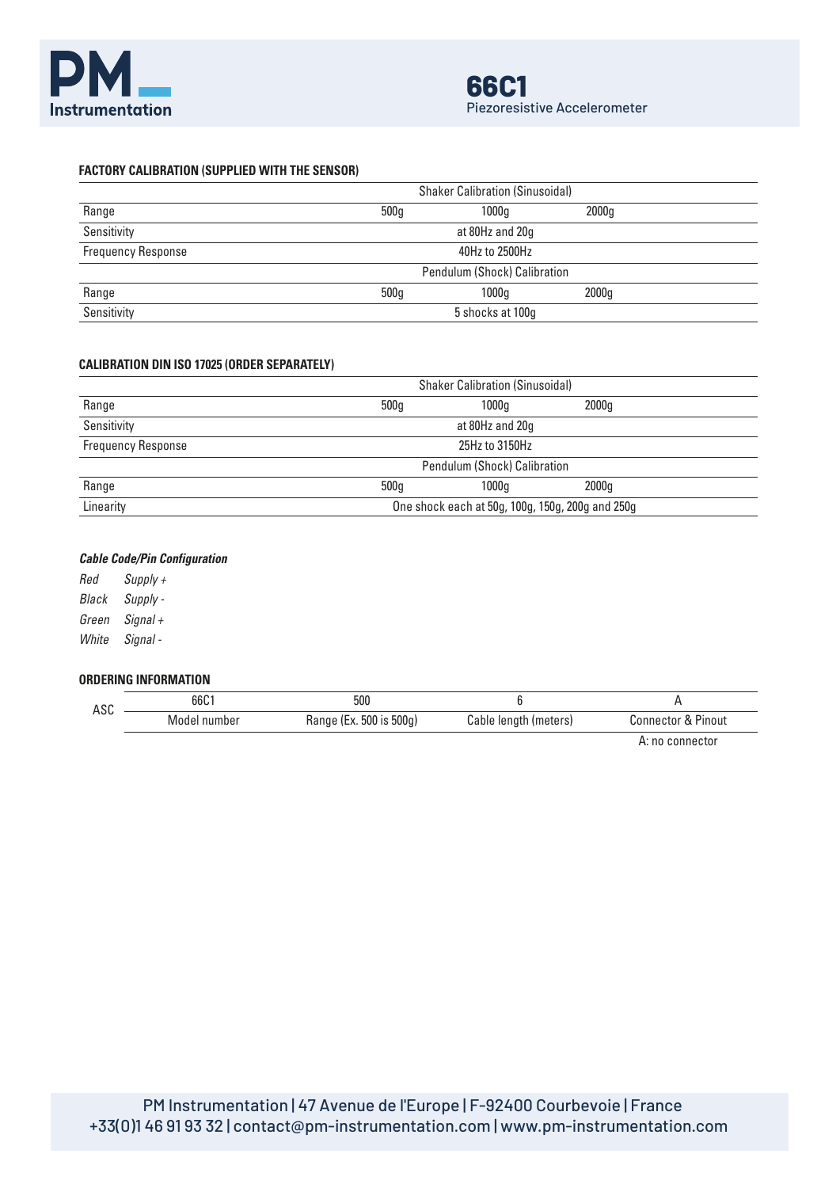FACTORY CALIBRATION (SUPPLIED WITH THE SENSOR)

| | | | |
|---|---|---|---|
| | Shaker Calibration (Sinusoidal) | | |
| Range | 500g | 1000g | 2000g |
| Sensitivity | at 80Hz and 20g | | |
| Frequency Response | 40Hz to 2500Hz | | |
| | Pendulum (Shock) Calibration | | |
| Range | 500g | 1000g | 2000g |
| Sensitivity | 5 shocks at 100g | | |

CALIBRATION DIN ISO 17025 (ORDER SEPARATELY)

| | | | |
|---|---|---|---|
| | Shaker Calibration (Sinusoidal) | | |
| Range | 500g | 1000g | 2000g |
| Sensitivity | at 80Hz and 20g | | |
| Frequency Response | 25Hz to 3150Hz | | |
| | Pendulum (Shock) Calibration | | |
| Range | 500g | 1000g | 2000g |
| Linearity | One shock each at 50g, 100g, 150g, 200g and 250g | | |

***Cable Code/Pin Configuration***

*Red* *Supply +*
*Black* *Supply -*
*Green* *Signal +*
*White* *Signal -*

ORDERING INFORMATION

| | | | | |
|---|---|---|---|---|
| ASC | 66C1 | 500 | 6 | A |
| | Model number | Range (Ex. 500 is 500g) | Cable length (meters) | Connector & Pinout |
| | | | | A: no connector |

PM Instrumentation | 47 Avenue de l'Europe | F-92400 Courbevoie | France
+33(0)1 46 91 93 32 | contact@pm-instrumentation.com | www.pm-instrumentation.com